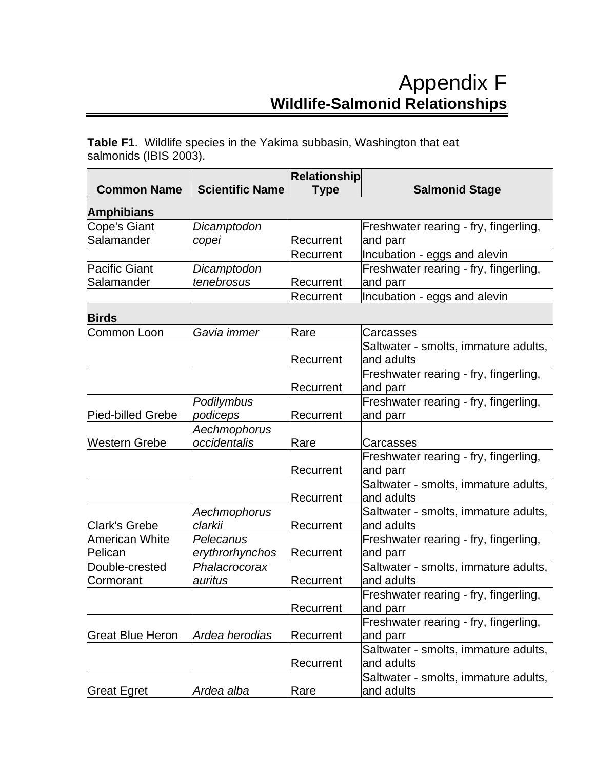# Appendix F

## Wildlife-Salmonid Relationships

**Table F1**. Wildlife species in the Yakima subbasin, Washington that eat salmonids (IBIS 2003).

| Common Name | Scientific Name | Relationship Type | Salmonid Stage |
|---|---|---|---|
| **Amphibians** | | | |
| Cope's Giant Salamander | *Dicamptodon copei* | Recurrent | Freshwater rearing - fry, fingerling, and parr |
| | | Recurrent | Incubation - eggs and alevin |
| Pacific Giant Salamander | *Dicamptodon tenebrosus* | Recurrent | Freshwater rearing - fry, fingerling, and parr |
| | | Recurrent | Incubation - eggs and alevin |
| **Birds** | | | |
| Common Loon | *Gavia immer* | Rare | Carcasses |
| | | Recurrent | Saltwater - smolts, immature adults, and adults |
| | | Recurrent | Freshwater rearing - fry, fingerling, and parr |
| Pied-billed Grebe | *Podilymbus podiceps* | Recurrent | Freshwater rearing - fry, fingerling, and parr |
| Western Grebe | *Aechmophorus occidentalis* | Rare | Carcasses |
| | | Recurrent | Freshwater rearing - fry, fingerling, and parr |
| | | Recurrent | Saltwater - smolts, immature adults, and adults |
| Clark's Grebe | *Aechmophorus clarkii* | Recurrent | Saltwater - smolts, immature adults, and adults |
| American White Pelican | *Pelecanus erythrorhynchos* | Recurrent | Freshwater rearing - fry, fingerling, and parr |
| Double-crested Cormorant | *Phalacrocorax auritus* | Recurrent | Saltwater - smolts, immature adults, and adults |
| | | Recurrent | Freshwater rearing - fry, fingerling, and parr |
| Great Blue Heron | *Ardea herodias* | Recurrent | Freshwater rearing - fry, fingerling, and parr |
| | | Recurrent | Saltwater - smolts, immature adults, and adults |
| Great Egret | *Ardea alba* | Rare | Saltwater - smolts, immature adults, and adults |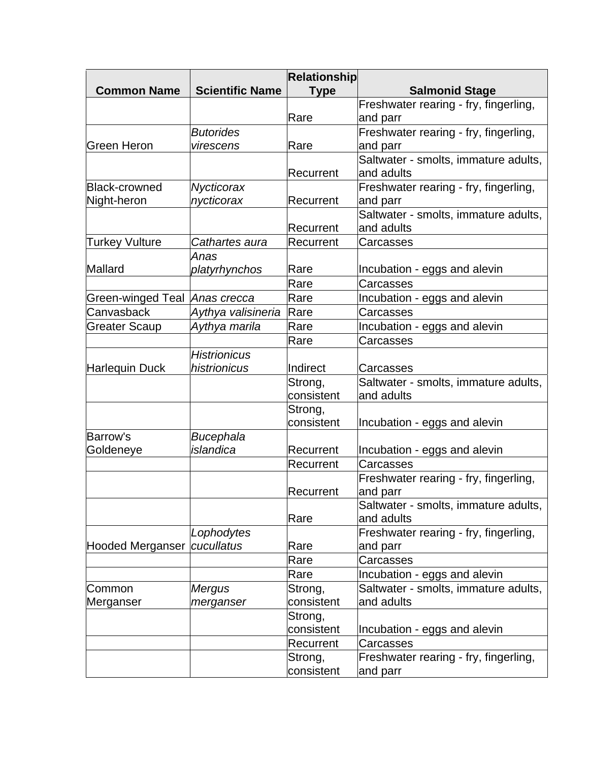| Common Name | Scientific Name | Relationship Type | Salmonid Stage |
| --- | --- | --- | --- |
| | | Rare | Freshwater rearing - fry, fingerling, and parr |
| Green Heron | *Butorides virescens* | Rare | Freshwater rearing - fry, fingerling, and parr |
| | | Recurrent | Saltwater - smolts, immature adults, and adults |
| Black-crowned Night-heron | *Nycticorax nycticorax* | Recurrent | Freshwater rearing - fry, fingerling, and parr |
| | | Recurrent | Saltwater - smolts, immature adults, and adults |
| Turkey Vulture | *Cathartes aura* | Recurrent | Carcasses |
| Mallard | *Anas platyrhynchos* | Rare | Incubation - eggs and alevin |
| | | Rare | Carcasses |
| Green-winged Teal | *Anas crecca* | Rare | Incubation - eggs and alevin |
| Canvasback | *Aythya valisineria* | Rare | Carcasses |
| Greater Scaup | *Aythya marila* | Rare | Incubation - eggs and alevin |
| | | Rare | Carcasses |
| Harlequin Duck | *Histrionicus histrionicus* | Indirect | Carcasses |
| | | Strong, consistent | Saltwater - smolts, immature adults, and adults |
| | | Strong, consistent | Incubation - eggs and alevin |
| Barrow's Goldeneye | *Bucephala islandica* | Recurrent | Incubation - eggs and alevin |
| | | Recurrent | Carcasses |
| | | Recurrent | Freshwater rearing - fry, fingerling, and parr |
| | | Rare | Saltwater - smolts, immature adults, and adults |
| Hooded Merganser | *Lophodytes cucullatus* | Rare | Freshwater rearing - fry, fingerling, and parr |
| | | Rare | Carcasses |
| | | Rare | Incubation - eggs and alevin |
| Common Merganser | *Mergus merganser* | Strong, consistent | Saltwater - smolts, immature adults, and adults |
| | | Strong, consistent | Incubation - eggs and alevin |
| | | Recurrent | Carcasses |
| | | Strong, consistent | Freshwater rearing - fry, fingerling, and parr |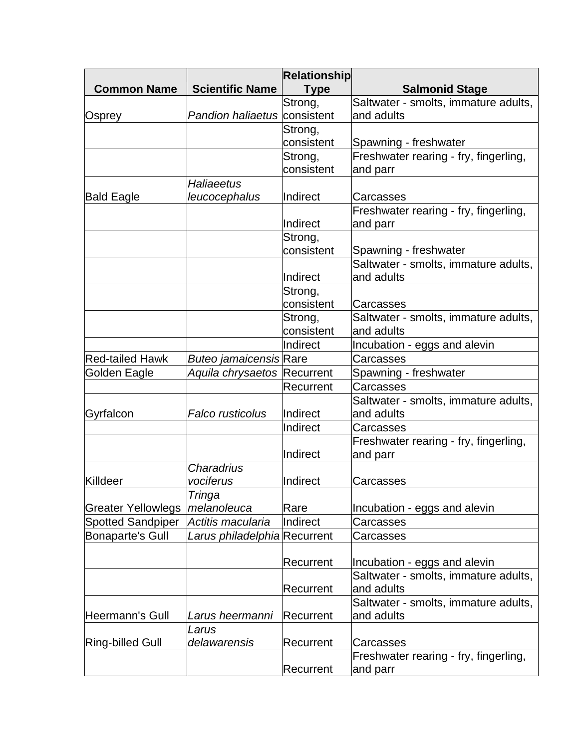| Common Name | Scientific Name | Relationship Type | Salmonid Stage |
|---|---|---|---|
| Osprey | *Pandion haliaetus* | Strong, consistent | Saltwater - smolts, immature adults, and adults |
| | | Strong, consistent | Spawning - freshwater |
| | | Strong, consistent | Freshwater rearing - fry, fingerling, and parr |
| Bald Eagle | *Haliaeetus leucocephalus* | Indirect | Carcasses |
| | | Indirect | Freshwater rearing - fry, fingerling, and parr |
| | | Strong, consistent | Spawning - freshwater |
| | | Indirect | Saltwater - smolts, immature adults, and adults |
| | | Strong, consistent | Carcasses |
| | | Strong, consistent | Saltwater - smolts, immature adults, and adults |
| | | Indirect | Incubation - eggs and alevin |
| Red-tailed Hawk | *Buteo jamaicensis* | Rare | Carcasses |
| Golden Eagle | *Aquila chrysaetos* | Recurrent | Spawning - freshwater |
| | | Recurrent | Carcasses |
| Gyrfalcon | *Falco rusticolus* | Indirect | Saltwater - smolts, immature adults, and adults |
| | | Indirect | Carcasses |
| | | Indirect | Freshwater rearing - fry, fingerling, and parr |
| Killdeer | *Charadrius vociferus* | Indirect | Carcasses |
| Greater Yellowlegs | *Tringa melanoleuca* | Rare | Incubation - eggs and alevin |
| Spotted Sandpiper | *Actitis macularia* | Indirect | Carcasses |
| Bonaparte's Gull | *Larus philadelphia* | Recurrent | Carcasses |
| | | Recurrent | Incubation - eggs and alevin |
| | | Recurrent | Saltwater - smolts, immature adults, and adults |
| Heermann's Gull | *Larus heermanni* | Recurrent | Saltwater - smolts, immature adults, and adults |
| Ring-billed Gull | *Larus delawarensis* | Recurrent | Carcasses |
| | | Recurrent | Freshwater rearing - fry, fingerling, and parr |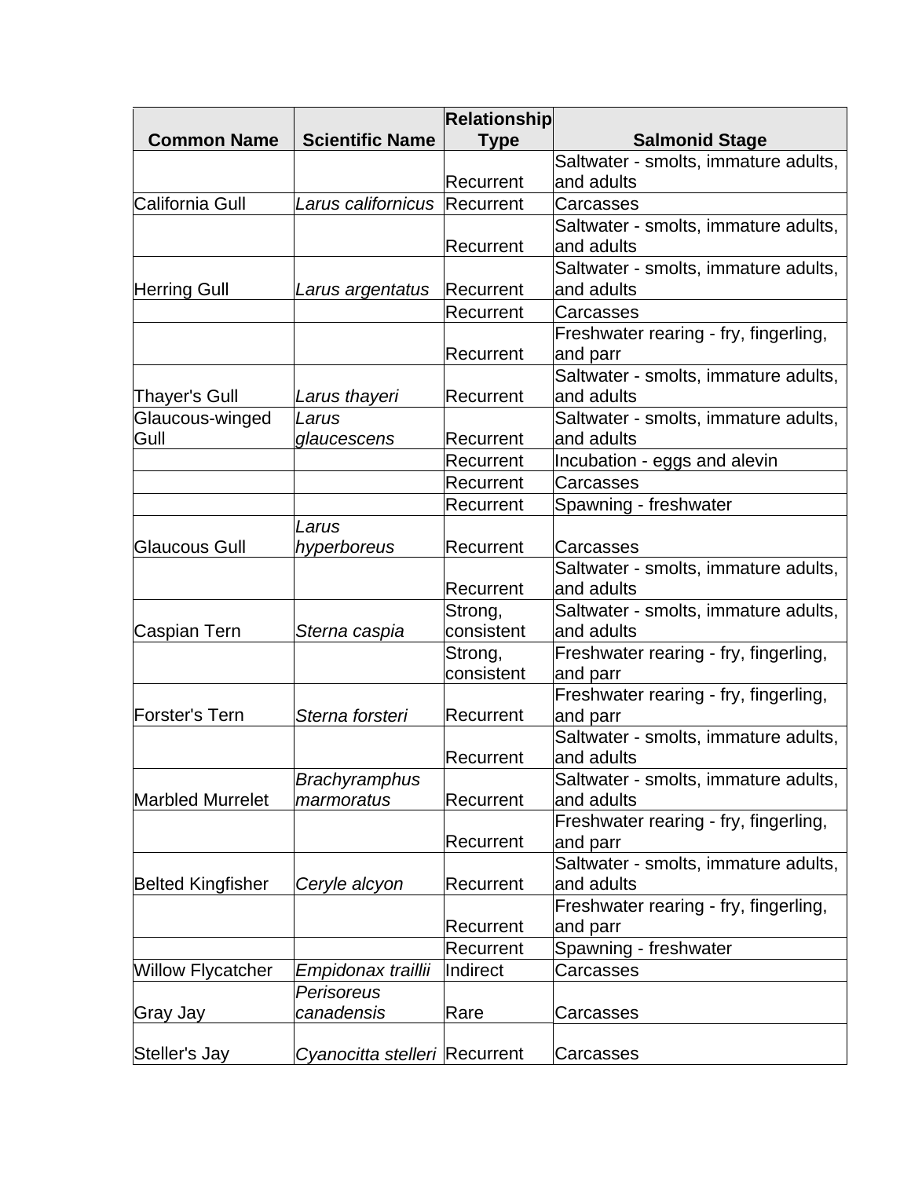| Common Name | Scientific Name | Relationship Type | Salmonid Stage |
|---|---|---|---|
| | | Recurrent | Saltwater - smolts, immature adults, and adults |
| California Gull | *Larus californicus* | Recurrent | Carcasses |
| | | Recurrent | Saltwater - smolts, immature adults, and adults |
| Herring Gull | *Larus argentatus* | Recurrent | Saltwater - smolts, immature adults, and adults |
| | | Recurrent | Carcasses |
| | | Recurrent | Freshwater rearing - fry, fingerling, and parr |
| Thayer's Gull | *Larus thayeri* | Recurrent | Saltwater - smolts, immature adults, and adults |
| Glaucous-winged Gull | *Larus glaucescens* | Recurrent | Saltwater - smolts, immature adults, and adults |
| | | Recurrent | Incubation - eggs and alevin |
| | | Recurrent | Carcasses |
| | | Recurrent | Spawning - freshwater |
| Glaucous Gull | *Larus hyperboreus* | Recurrent | Carcasses |
| | | Recurrent | Saltwater - smolts, immature adults, and adults |
| Caspian Tern | *Sterna caspia* | Strong, consistent | Saltwater - smolts, immature adults, and adults |
| | | Strong, consistent | Freshwater rearing - fry, fingerling, and parr |
| Forster's Tern | *Sterna forsteri* | Recurrent | Freshwater rearing - fry, fingerling, and parr |
| | | Recurrent | Saltwater - smolts, immature adults, and adults |
| Marbled Murrelet | *Brachyramphus marmoratus* | Recurrent | Saltwater - smolts, immature adults, and adults |
| | | Recurrent | Freshwater rearing - fry, fingerling, and parr |
| Belted Kingfisher | *Ceryle alcyon* | Recurrent | Saltwater - smolts, immature adults, and adults |
| | | Recurrent | Freshwater rearing - fry, fingerling, and parr |
| | | Recurrent | Spawning - freshwater |
| Willow Flycatcher | *Empidonax traillii* | Indirect | Carcasses |
| Gray Jay | *Perisoreus canadensis* | Rare | Carcasses |
| Steller's Jay | *Cyanocitta stelleri* | Recurrent | Carcasses |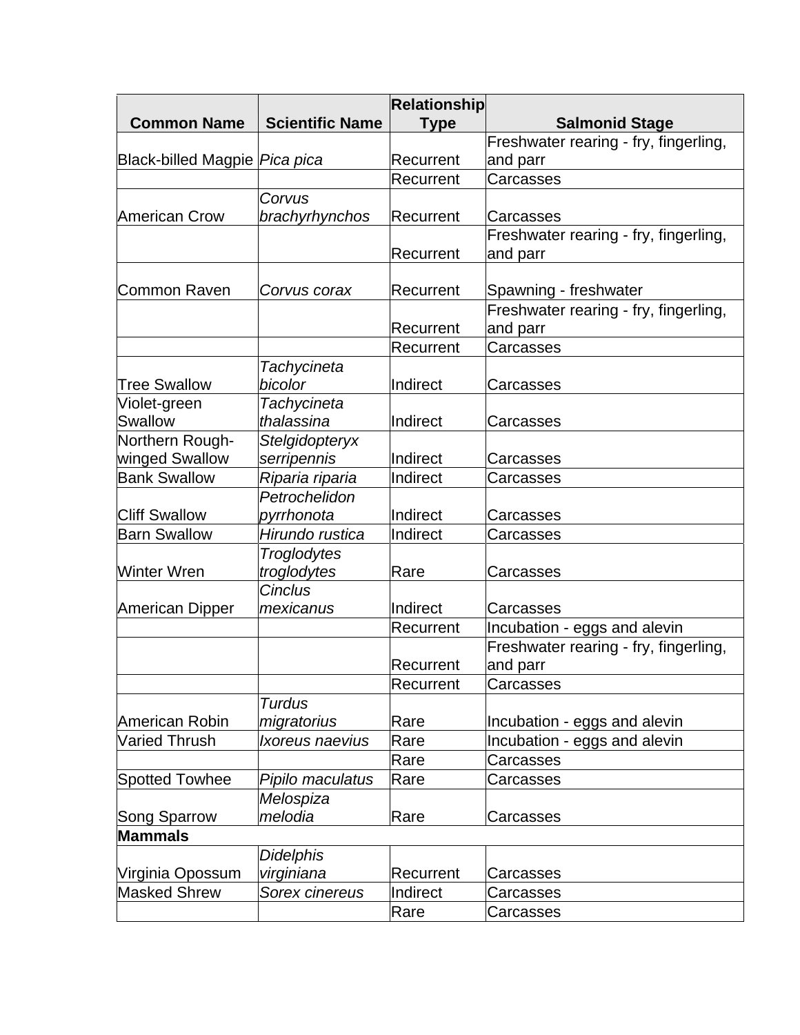| Common Name | Scientific Name | Relationship Type | Salmonid Stage |
|---|---|---|---|
| Black-billed Magpie | *Pica pica* | Recurrent | Freshwater rearing - fry, fingerling, and parr |
| | | Recurrent | Carcasses |
| American Crow | *Corvus brachyrhynchos* | Recurrent | Carcasses |
| | | Recurrent | Freshwater rearing - fry, fingerling, and parr |
| Common Raven | *Corvus corax* | Recurrent | Spawning - freshwater |
| | | Recurrent | Freshwater rearing - fry, fingerling, and parr |
| | | Recurrent | Carcasses |
| Tree Swallow | *Tachycineta bicolor* | Indirect | Carcasses |
| Violet-green Swallow | *Tachycineta thalassina* | Indirect | Carcasses |
| Northern Rough-winged Swallow | *Stelgidopteryx serripennis* | Indirect | Carcasses |
| Bank Swallow | *Riparia riparia* | Indirect | Carcasses |
| Cliff Swallow | *Petrochelidon pyrrhonota* | Indirect | Carcasses |
| Barn Swallow | *Hirundo rustica* | Indirect | Carcasses |
| Winter Wren | *Troglodytes troglodytes* | Rare | Carcasses |
| American Dipper | *Cinclus mexicanus* | Indirect | Carcasses |
| | | Recurrent | Incubation - eggs and alevin |
| | | Recurrent | Freshwater rearing - fry, fingerling, and parr |
| | | Recurrent | Carcasses |
| American Robin | *Turdus migratorius* | Rare | Incubation - eggs and alevin |
| Varied Thrush | *Ixoreus naevius* | Rare | Incubation - eggs and alevin |
| | | Rare | Carcasses |
| Spotted Towhee | *Pipilo maculatus* | Rare | Carcasses |
| Song Sparrow | *Melospiza melodia* | Rare | Carcasses |
| **Mammals** | | | |
| Virginia Opossum | *Didelphis virginiana* | Recurrent | Carcasses |
| Masked Shrew | *Sorex cinereus* | Indirect | Carcasses |
| | | Rare | Carcasses |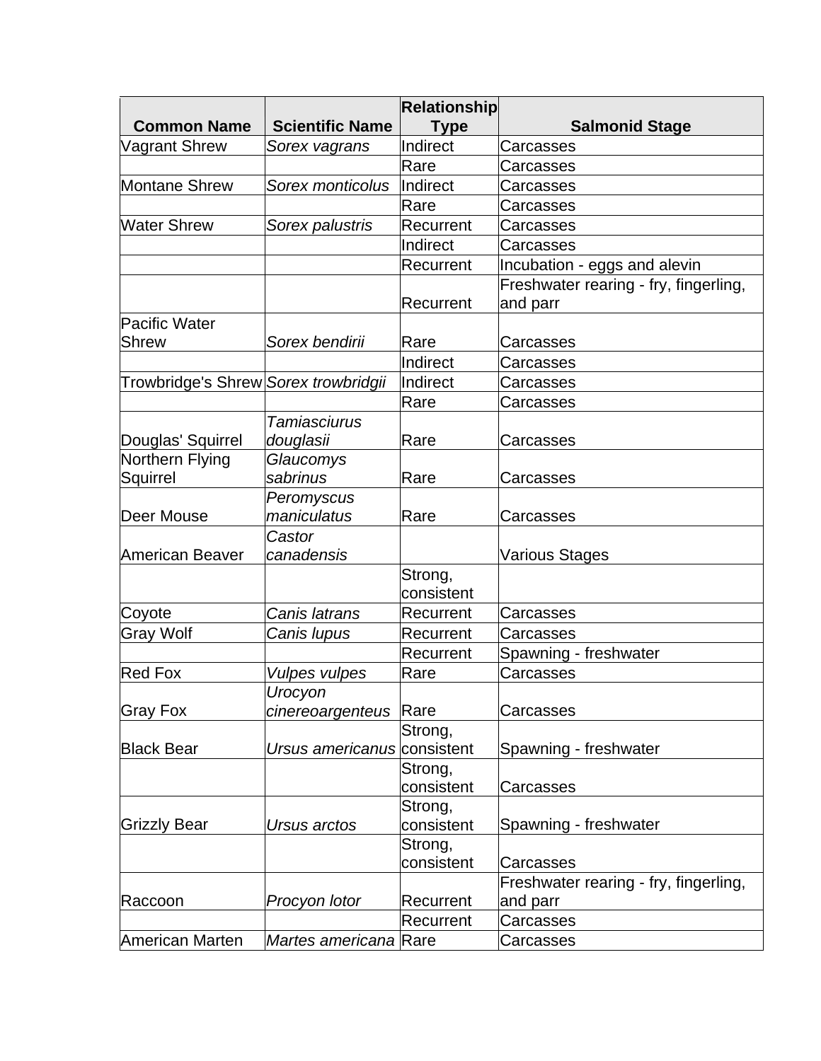| Common Name | Scientific Name | Relationship Type | Salmonid Stage |
|---|---|---|---|
| Vagrant Shrew | *Sorex vagrans* | Indirect | Carcasses |
| | | Rare | Carcasses |
| Montane Shrew | *Sorex monticolus* | Indirect | Carcasses |
| | | Rare | Carcasses |
| Water Shrew | *Sorex palustris* | Recurrent | Carcasses |
| | | Indirect | Carcasses |
| | | Recurrent | Incubation - eggs and alevin |
| | | Recurrent | Freshwater rearing - fry, fingerling, and parr |
| Pacific Water Shrew | *Sorex bendirii* | Rare | Carcasses |
| | | Indirect | Carcasses |
| Trowbridge's Shrew | *Sorex trowbridgii* | Indirect | Carcasses |
| | | Rare | Carcasses |
| Douglas' Squirrel | *Tamiasciurus douglasii* | Rare | Carcasses |
| Northern Flying Squirrel | *Glaucomys sabrinus* | Rare | Carcasses |
| Deer Mouse | *Peromyscus maniculatus* | Rare | Carcasses |
| American Beaver | *Castor canadensis* | | Various Stages |
| | | Strong, consistent | |
| Coyote | *Canis latrans* | Recurrent | Carcasses |
| Gray Wolf | *Canis lupus* | Recurrent | Carcasses |
| | | Recurrent | Spawning - freshwater |
| Red Fox | *Vulpes vulpes* | Rare | Carcasses |
| Gray Fox | *Urocyon cinereoargenteus* | Rare | Carcasses |
| Black Bear | *Ursus americanus* | Strong, consistent | Spawning - freshwater |
| | | Strong, consistent | Carcasses |
| Grizzly Bear | *Ursus arctos* | Strong, consistent | Spawning - freshwater |
| | | Strong, consistent | Carcasses |
| Raccoon | *Procyon lotor* | Recurrent | Freshwater rearing - fry, fingerling, and parr |
| | | Recurrent | Carcasses |
| American Marten | *Martes americana* | Rare | Carcasses |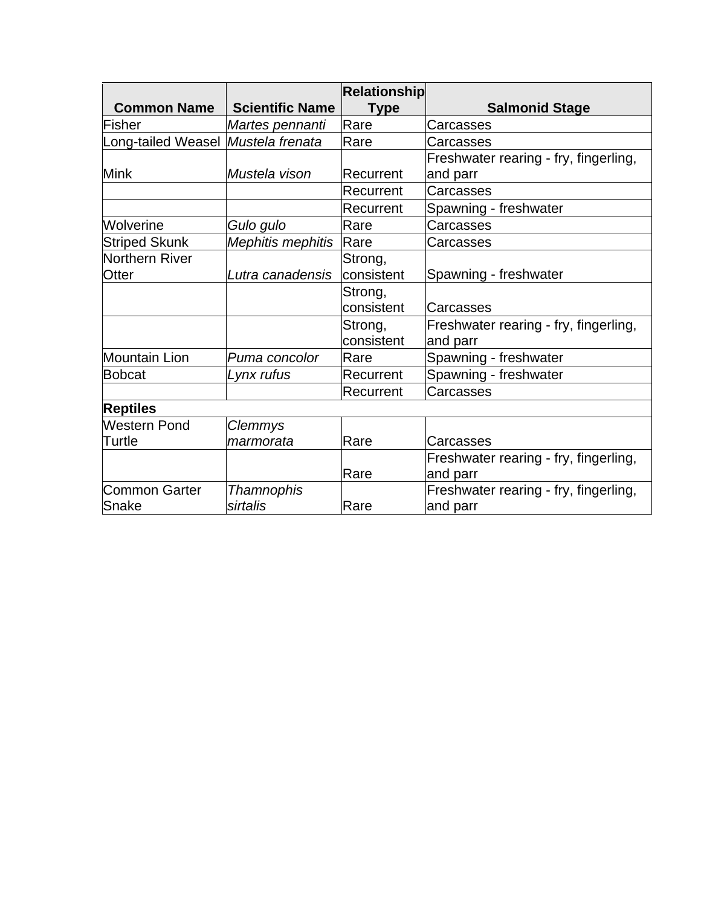| Common Name | Scientific Name | Relationship Type | Salmonid Stage |
|---|---|---|---|
| Fisher | *Martes pennanti* | Rare | Carcasses |
| Long-tailed Weasel | *Mustela frenata* | Rare | Carcasses |
| Mink | *Mustela vison* | Recurrent | Freshwater rearing - fry, fingerling, and parr |
| | | Recurrent | Carcasses |
| | | Recurrent | Spawning - freshwater |
| Wolverine | *Gulo gulo* | Rare | Carcasses |
| Striped Skunk | *Mephitis mephitis* | Rare | Carcasses |
| Northern River Otter | *Lutra canadensis* | Strong, consistent | Spawning - freshwater |
| | | Strong, consistent | Carcasses |
| | | Strong, consistent | Freshwater rearing - fry, fingerling, and parr |
| Mountain Lion | *Puma concolor* | Rare | Spawning - freshwater |
| Bobcat | *Lynx rufus* | Recurrent | Spawning - freshwater |
| | | Recurrent | Carcasses |
| **Reptiles** | | | |
| Western Pond Turtle | *Clemmys marmorata* | Rare | Carcasses |
| | | Rare | Freshwater rearing - fry, fingerling, and parr |
| Common Garter Snake | *Thamnophis sirtalis* | Rare | Freshwater rearing - fry, fingerling, and parr |